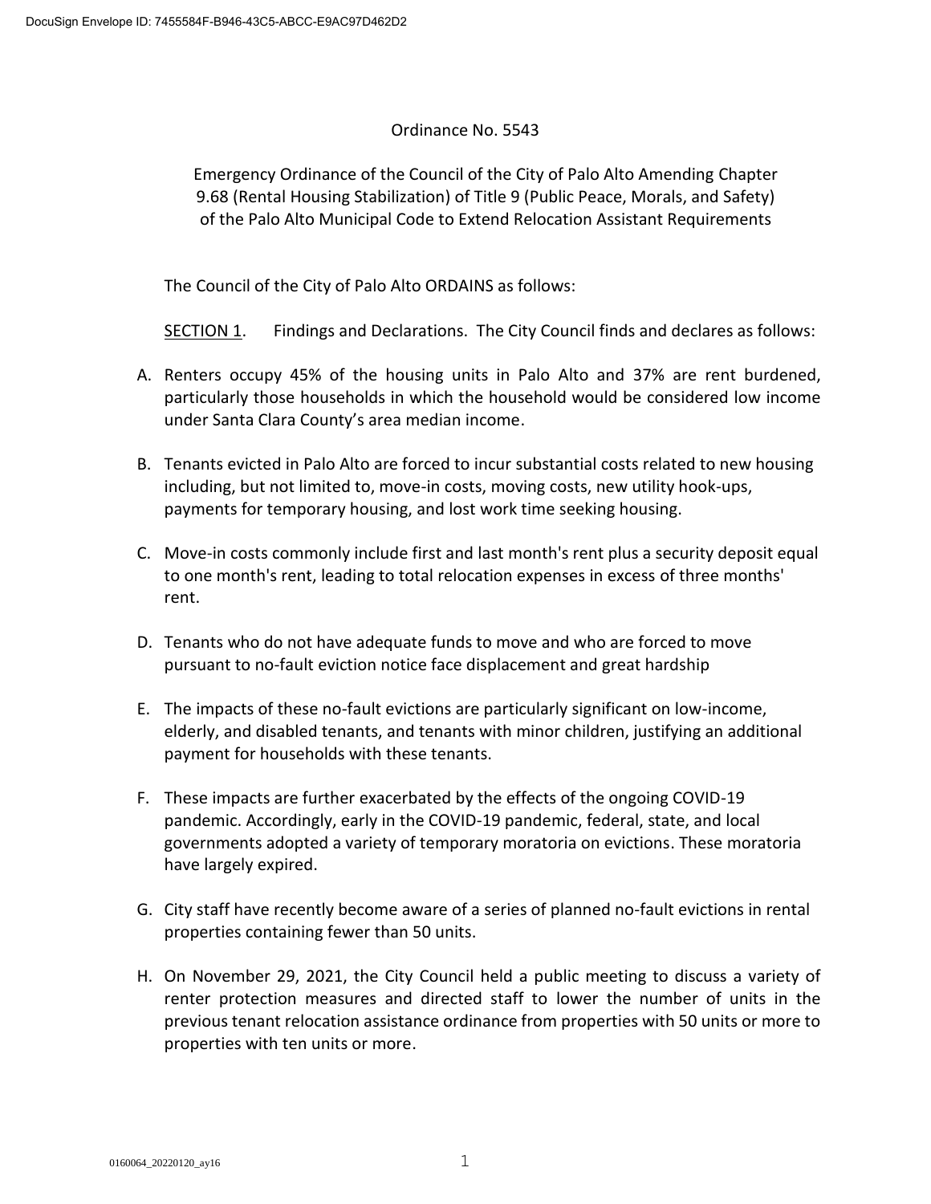Ordinance No. 5543

Emergency Ordinance of the Council of the City of Palo Alto Amending Chapter 9.68 (Rental Housing Stabilization) of Title 9 (Public Peace, Morals, and Safety) of the Palo Alto Municipal Code to Extend Relocation Assistant Requirements

The Council of the City of Palo Alto ORDAINS as follows:

SECTION 1. Findings and Declarations. The City Council finds and declares as follows:

A. Renters occupy 45% of the housing units in Palo Alto and 37% are rent burdened, particularly those households in which the household would be considered low income under Santa Clara County's area median income.

B. Tenants evicted in Palo Alto are forced to incur substantial costs related to new housing including, but not limited to, move-in costs, moving costs, new utility hook-ups, payments for temporary housing, and lost work time seeking housing.

C. Move-in costs commonly include first and last month's rent plus a security deposit equal to one month's rent, leading to total relocation expenses in excess of three months' rent.

D. Tenants who do not have adequate funds to move and who are forced to move pursuant to no-fault eviction notice face displacement and great hardship

E. The impacts of these no-fault evictions are particularly significant on low-income, elderly, and disabled tenants, and tenants with minor children, justifying an additional payment for households with these tenants.

F. These impacts are further exacerbated by the effects of the ongoing COVID-19 pandemic. Accordingly, early in the COVID-19 pandemic, federal, state, and local governments adopted a variety of temporary moratoria on evictions. These moratoria have largely expired.

G. City staff have recently become aware of a series of planned no-fault evictions in rental properties containing fewer than 50 units.

H. On November 29, 2021, the City Council held a public meeting to discuss a variety of renter protection measures and directed staff to lower the number of units in the previous tenant relocation assistance ordinance from properties with 50 units or more to properties with ten units or more.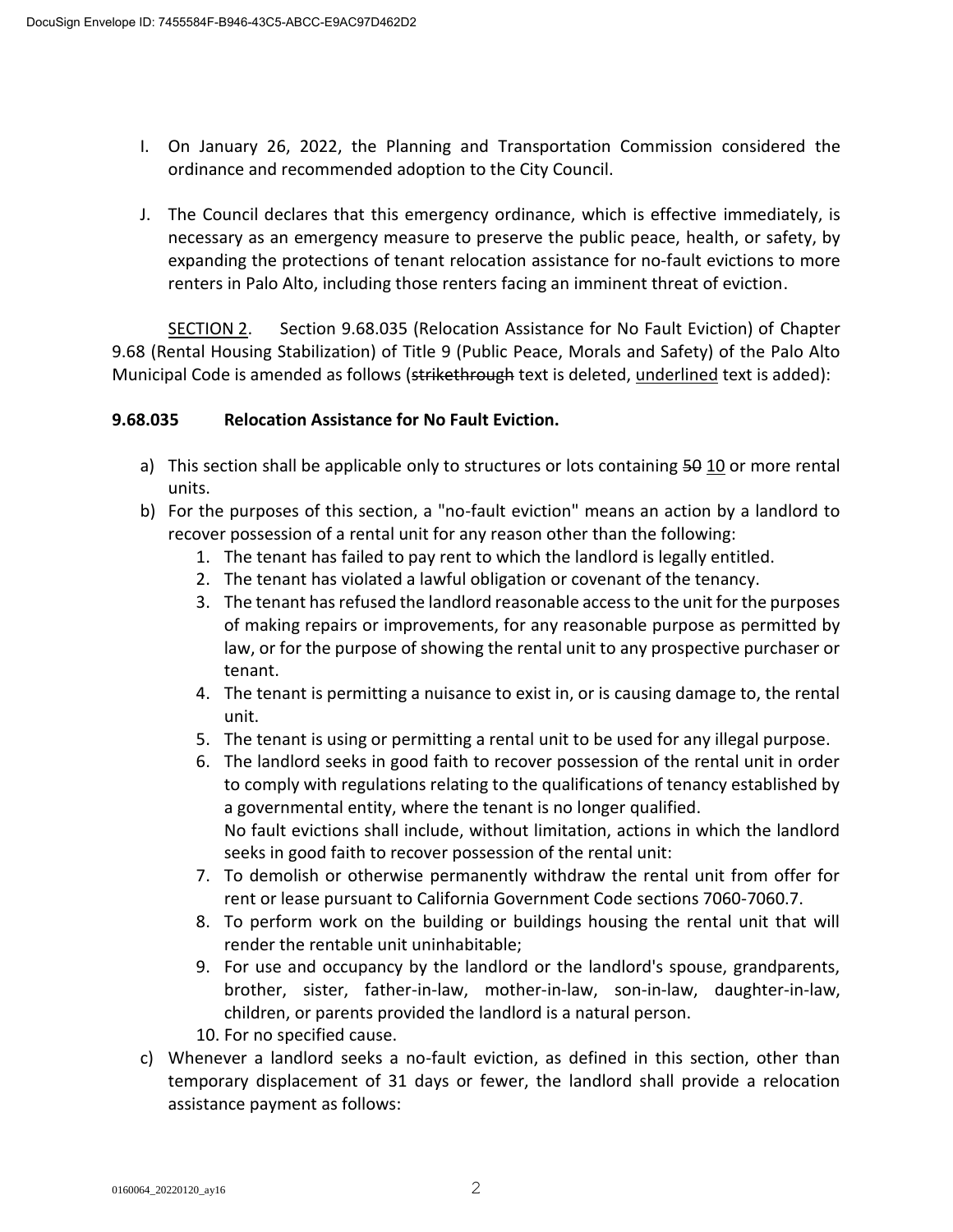I. On January 26, 2022, the Planning and Transportation Commission considered the ordinance and recommended adoption to the City Council.

J. The Council declares that this emergency ordinance, which is effective immediately, is necessary as an emergency measure to preserve the public peace, health, or safety, by expanding the protections of tenant relocation assistance for no-fault evictions to more renters in Palo Alto, including those renters facing an imminent threat of eviction.

<u>SECTION 2</u>. Section 9.68.035 (Relocation Assistance for No Fault Eviction) of Chapter 9.68 (Rental Housing Stabilization) of Title 9 (Public Peace, Morals and Safety) of the Palo Alto Municipal Code is amended as follows (~~strikethrough~~ text is deleted, <u>underlined</u> text is added):

**9.68.035 Relocation Assistance for No Fault Eviction.**

a) This section shall be applicable only to structures or lots containing ~~50~~ <u>10</u> or more rental units.

b) For the purposes of this section, a "no-fault eviction" means an action by a landlord to recover possession of a rental unit for any reason other than the following:
   1. The tenant has failed to pay rent to which the landlord is legally entitled.
   2. The tenant has violated a lawful obligation or covenant of the tenancy.
   3. The tenant has refused the landlord reasonable access to the unit for the purposes of making repairs or improvements, for any reasonable purpose as permitted by law, or for the purpose of showing the rental unit to any prospective purchaser or tenant.
   4. The tenant is permitting a nuisance to exist in, or is causing damage to, the rental unit.
   5. The tenant is using or permitting a rental unit to be used for any illegal purpose.
   6. The landlord seeks in good faith to recover possession of the rental unit in order to comply with regulations relating to the qualifications of tenancy established by a governmental entity, where the tenant is no longer qualified.

   No fault evictions shall include, without limitation, actions in which the landlord seeks in good faith to recover possession of the rental unit:

   7. To demolish or otherwise permanently withdraw the rental unit from offer for rent or lease pursuant to California Government Code sections 7060-7060.7.
   8. To perform work on the building or buildings housing the rental unit that will render the rentable unit uninhabitable;
   9. For use and occupancy by the landlord or the landlord's spouse, grandparents, brother, sister, father-in-law, mother-in-law, son-in-law, daughter-in-law, children, or parents provided the landlord is a natural person.
   10. For no specified cause.

c) Whenever a landlord seeks a no-fault eviction, as defined in this section, other than temporary displacement of 31 days or fewer, the landlord shall provide a relocation assistance payment as follows: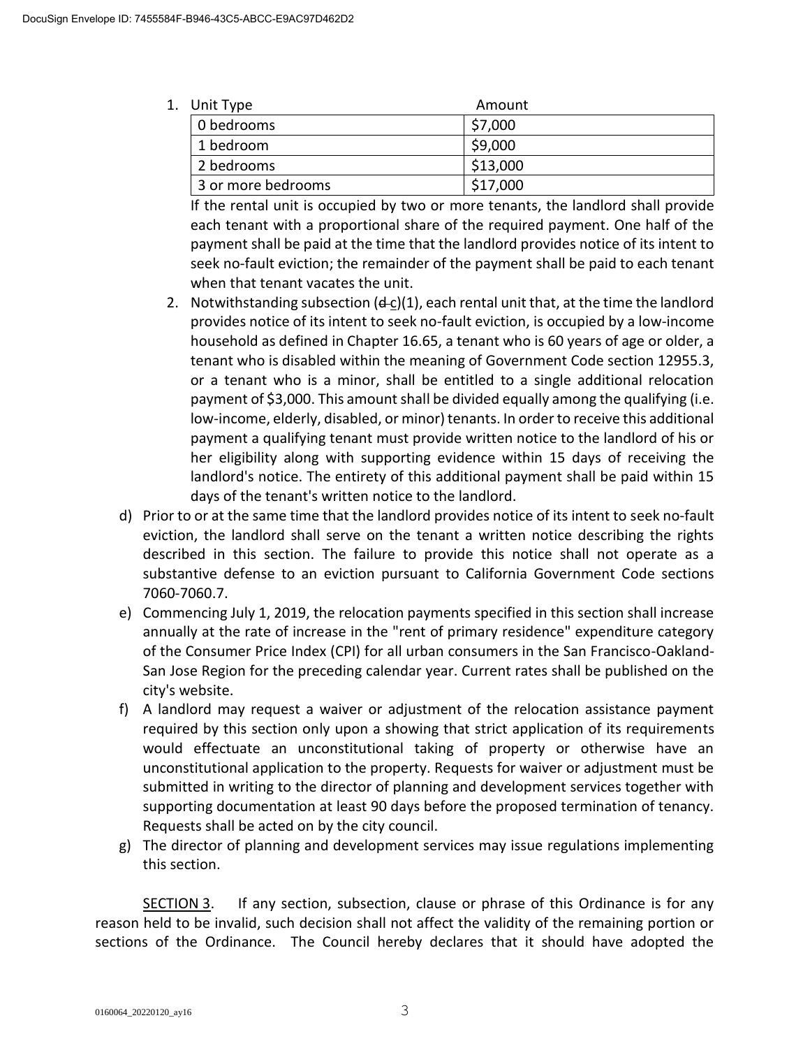1. Unit Type / Amount

| Unit Type | Amount |
|---|---|
| 0 bedrooms | $7,000 |
| 1 bedroom | $9,000 |
| 2 bedrooms | $13,000 |
| 3 or more bedrooms | $17,000 |

   If the rental unit is occupied by two or more tenants, the landlord shall provide each tenant with a proportional share of the required payment. One half of the payment shall be paid at the time that the landlord provides notice of its intent to seek no-fault eviction; the remainder of the payment shall be paid to each tenant when that tenant vacates the unit.

2. Notwithstanding subsection (~~d~~ c)(1), each rental unit that, at the time the landlord provides notice of its intent to seek no-fault eviction, is occupied by a low-income household as defined in Chapter 16.65, a tenant who is 60 years of age or older, a tenant who is disabled within the meaning of Government Code section 12955.3, or a tenant who is a minor, shall be entitled to a single additional relocation payment of $3,000. This amount shall be divided equally among the qualifying (i.e. low-income, elderly, disabled, or minor) tenants. In order to receive this additional payment a qualifying tenant must provide written notice to the landlord of his or her eligibility along with supporting evidence within 15 days of receiving the landlord's notice. The entirety of this additional payment shall be paid within 15 days of the tenant's written notice to the landlord.

d) Prior to or at the same time that the landlord provides notice of its intent to seek no-fault eviction, the landlord shall serve on the tenant a written notice describing the rights described in this section. The failure to provide this notice shall not operate as a substantive defense to an eviction pursuant to California Government Code sections 7060-7060.7.

e) Commencing July 1, 2019, the relocation payments specified in this section shall increase annually at the rate of increase in the "rent of primary residence" expenditure category of the Consumer Price Index (CPI) for all urban consumers in the San Francisco-Oakland-San Jose Region for the preceding calendar year. Current rates shall be published on the city's website.

f) A landlord may request a waiver or adjustment of the relocation assistance payment required by this section only upon a showing that strict application of its requirements would effectuate an unconstitutional taking of property or otherwise have an unconstitutional application to the property. Requests for waiver or adjustment must be submitted in writing to the director of planning and development services together with supporting documentation at least 90 days before the proposed termination of tenancy. Requests shall be acted on by the city council.

g) The director of planning and development services may issue regulations implementing this section.

SECTION 3. If any section, subsection, clause or phrase of this Ordinance is for any reason held to be invalid, such decision shall not affect the validity of the remaining portion or sections of the Ordinance. The Council hereby declares that it should have adopted the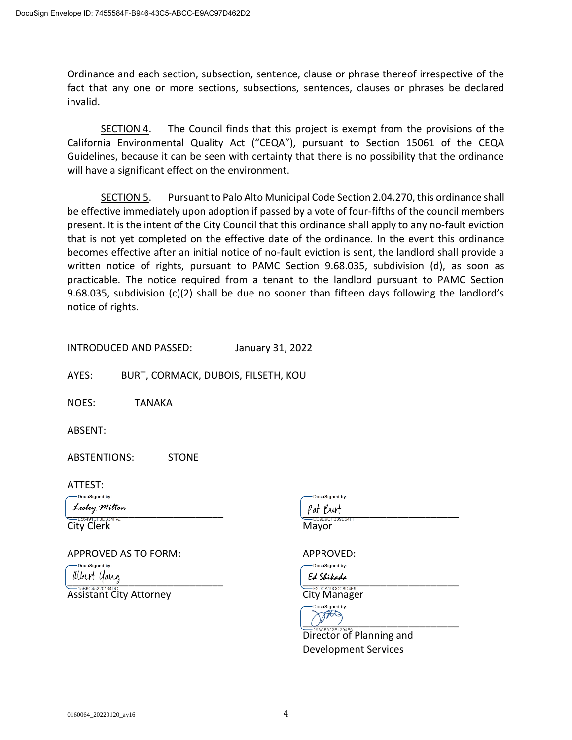Ordinance and each section, subsection, sentence, clause or phrase thereof irrespective of the fact that any one or more sections, subsections, sentences, clauses or phrases be declared invalid.

SECTION 4. The Council finds that this project is exempt from the provisions of the California Environmental Quality Act ("CEQA"), pursuant to Section 15061 of the CEQA Guidelines, because it can be seen with certainty that there is no possibility that the ordinance will have a significant effect on the environment.

SECTION 5. Pursuant to Palo Alto Municipal Code Section 2.04.270, this ordinance shall be effective immediately upon adoption if passed by a vote of four-fifths of the council members present. It is the intent of the City Council that this ordinance shall apply to any no-fault eviction that is not yet completed on the effective date of the ordinance. In the event this ordinance becomes effective after an initial notice of no-fault eviction is sent, the landlord shall provide a written notice of rights, pursuant to PAMC Section 9.68.035, subdivision (d), as soon as practicable. The notice required from a tenant to the landlord pursuant to PAMC Section 9.68.035, subdivision (c)(2) shall be due no sooner than fifteen days following the landlord's notice of rights.

INTRODUCED AND PASSED: January 31, 2022

AYES: BURT, CORMACK, DUBOIS, FILSETH, KOU

NOES: TANAKA

ABSENT:

ABSTENTIONS: STONE

ATTEST:

DocuSigned by: Lesley Milton
City Clerk

DocuSigned by: Pat Burt
Mayor

APPROVED AS TO FORM:

DocuSigned by: Albert Yang
Assistant City Attorney

APPROVED:

DocuSigned by: Ed Shikada
City Manager

DocuSigned by:
Director of Planning and Development Services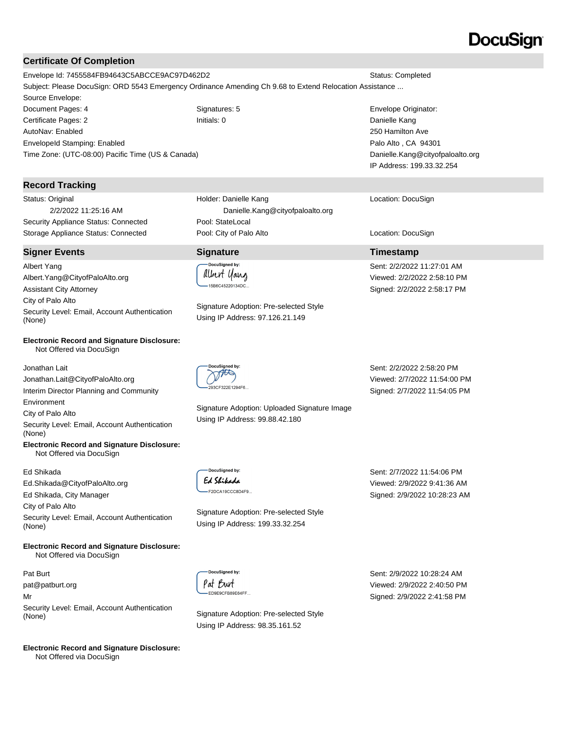DocuSign

## Certificate Of Completion

| | | |
|---|---|---|
| Envelope Id: 7455584FB94643C5ABCCE9AC97D462D2 | | Status: Completed |
| Subject: Please DocuSign: ORD 5543 Emergency Ordinance Amending Ch 9.68 to Extend Relocation Assistance ... | | |
| Source Envelope: | | |
| Document Pages: 4 | Signatures: 5 | Envelope Originator: |
| Certificate Pages: 2 | Initials: 0 | Danielle Kang |
| AutoNav: Enabled | | 250 Hamilton Ave |
| EnvelopeId Stamping: Enabled | | Palo Alto , CA 94301 |
| Time Zone: (UTC-08:00) Pacific Time (US & Canada) | | Danielle.Kang@cityofpaloalto.org |
| | | IP Address: 199.33.32.254 |

## Record Tracking

| | | |
|---|---|---|
| Status: Original<br>2/2/2022 11:25:16 AM | Holder: Danielle Kang<br>Danielle.Kang@cityofpaloalto.org | Location: DocuSign |
| Security Appliance Status: Connected | Pool: StateLocal | |
| Storage Appliance Status: Connected | Pool: City of Palo Alto | Location: DocuSign |

## Signer Events

| Signer Events | Signature | Timestamp |
|---|---|---|
| Albert Yang<br>Albert.Yang@CityofPaloAlto.org<br>Assistant City Attorney<br>City of Palo Alto<br>Security Level: Email, Account Authentication (None)<br>**Electronic Record and Signature Disclosure:**<br>Not Offered via DocuSign | DocuSigned by: Albert Yang<br>15B6C45220134DC...<br>Signature Adoption: Pre-selected Style<br>Using IP Address: 97.126.21.149 | Sent: 2/2/2022 11:27:01 AM<br>Viewed: 2/2/2022 2:58:10 PM<br>Signed: 2/2/2022 2:58:17 PM |
| Jonathan Lait<br>Jonathan.Lait@CityofPaloAlto.org<br>Interim Director Planning and Community Environment<br>City of Palo Alto<br>Security Level: Email, Account Authentication (None)<br>**Electronic Record and Signature Disclosure:**<br>Not Offered via DocuSign | DocuSigned by:<br>293CF322E1294F6...<br>Signature Adoption: Uploaded Signature Image<br>Using IP Address: 99.88.42.180 | Sent: 2/2/2022 2:58:20 PM<br>Viewed: 2/7/2022 11:54:00 PM<br>Signed: 2/7/2022 11:54:05 PM |
| Ed Shikada<br>Ed.Shikada@CityofPaloAlto.org<br>Ed Shikada, City Manager<br>City of Palo Alto<br>Security Level: Email, Account Authentication (None)<br>**Electronic Record and Signature Disclosure:**<br>Not Offered via DocuSign | DocuSigned by: Ed Shikada<br>F2DCA19CCC8D4F9...<br>Signature Adoption: Pre-selected Style<br>Using IP Address: 199.33.32.254 | Sent: 2/7/2022 11:54:06 PM<br>Viewed: 2/9/2022 9:41:36 AM<br>Signed: 2/9/2022 10:28:23 AM |
| Pat Burt<br>pat@patburt.org<br>Mr<br>Security Level: Email, Account Authentication (None)<br>**Electronic Record and Signature Disclosure:**<br>Not Offered via DocuSign | DocuSigned by: Pat Burt<br>ED9E9CFB89E64FF...<br>Signature Adoption: Pre-selected Style<br>Using IP Address: 98.35.161.52 | Sent: 2/9/2022 10:28:24 AM<br>Viewed: 2/9/2022 2:40:50 PM<br>Signed: 2/9/2022 2:41:58 PM |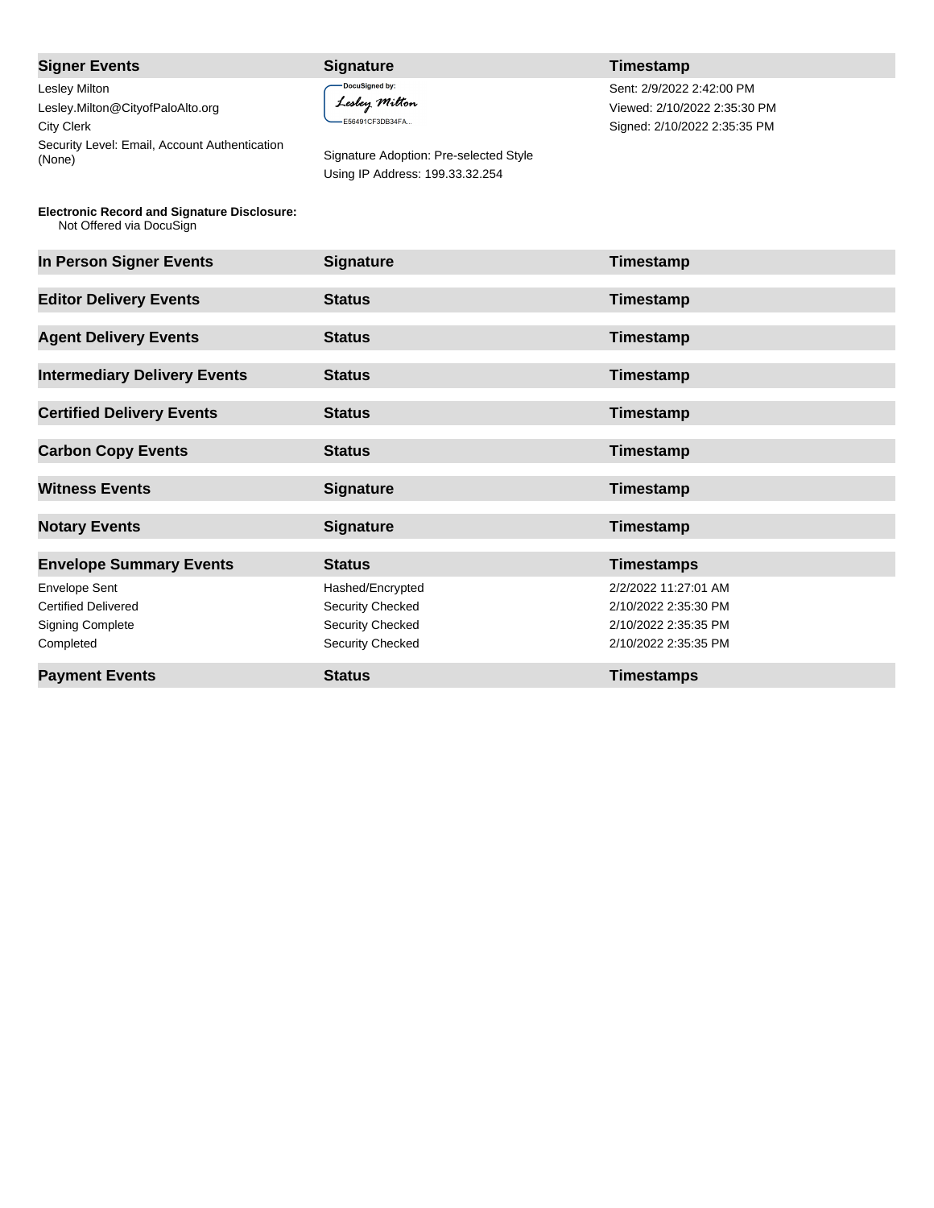| Signer Events | Signature | Timestamp |
|---|---|---|
| Lesley Milton<br>Lesley.Milton@CityofPaloAlto.org<br>City Clerk<br>Security Level: Email, Account Authentication (None) | DocuSigned by:<br>Lesley Milton<br>E56491CF3DB34FA...<br><br>Signature Adoption: Pre-selected Style<br>Using IP Address: 199.33.32.254 | Sent: 2/9/2022 2:42:00 PM<br>Viewed: 2/10/2022 2:35:30 PM<br>Signed: 2/10/2022 2:35:35 PM |

**Electronic Record and Signature Disclosure:**
Not Offered via DocuSign

| In Person Signer Events | Signature | Timestamp |
|---|---|---|

| Editor Delivery Events | Status | Timestamp |
|---|---|---|

| Agent Delivery Events | Status | Timestamp |
|---|---|---|

| Intermediary Delivery Events | Status | Timestamp |
|---|---|---|

| Certified Delivery Events | Status | Timestamp |
|---|---|---|

| Carbon Copy Events | Status | Timestamp |
|---|---|---|

| Witness Events | Signature | Timestamp |
|---|---|---|

| Notary Events | Signature | Timestamp |
|---|---|---|

| Envelope Summary Events | Status | Timestamps |
|---|---|---|
| Envelope Sent | Hashed/Encrypted | 2/2/2022 11:27:01 AM |
| Certified Delivered | Security Checked | 2/10/2022 2:35:30 PM |
| Signing Complete | Security Checked | 2/10/2022 2:35:35 PM |
| Completed | Security Checked | 2/10/2022 2:35:35 PM |

| Payment Events | Status | Timestamps |
|---|---|---|